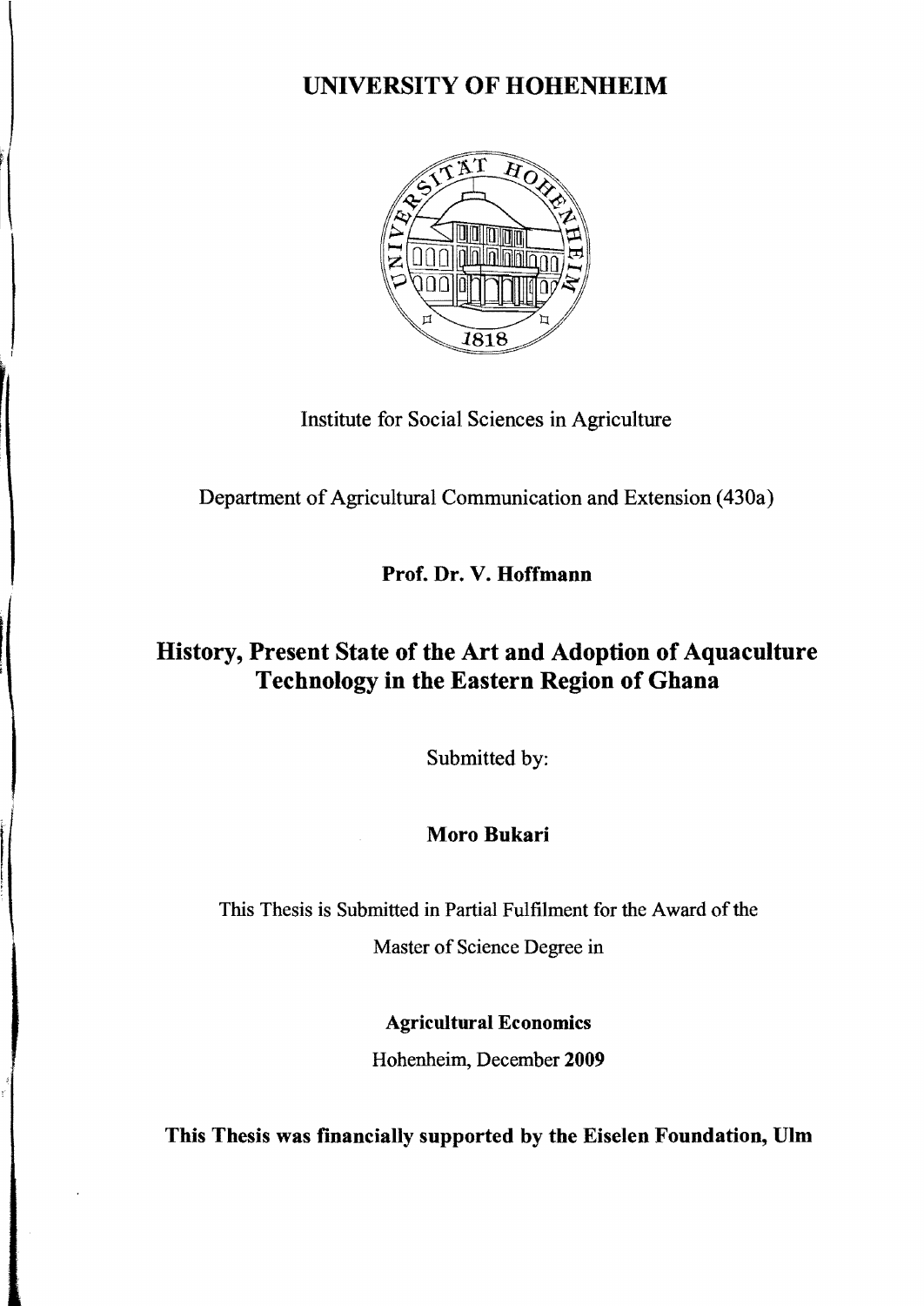# UNIVERSITY OF HOHENHEIM

Institute for Social Sciences in Agriculture

Department of Agricultural Communication and Extension (430a)

**Prof. Dr. V. Hoffmann**

## History, Present State of the Art and Adoption of Aquaculture Technology in the Eastern Region of Ghana

Submitted by:

**Moro Bukari**

This Thesis is Submitted in Partial Fulfilment for the Award of the

Master of Science Degree in

**Agricultural Economics**

Hohenheim, December **2009**

**This Thesis was financially supported by the Eiselen Foundation, Ulm**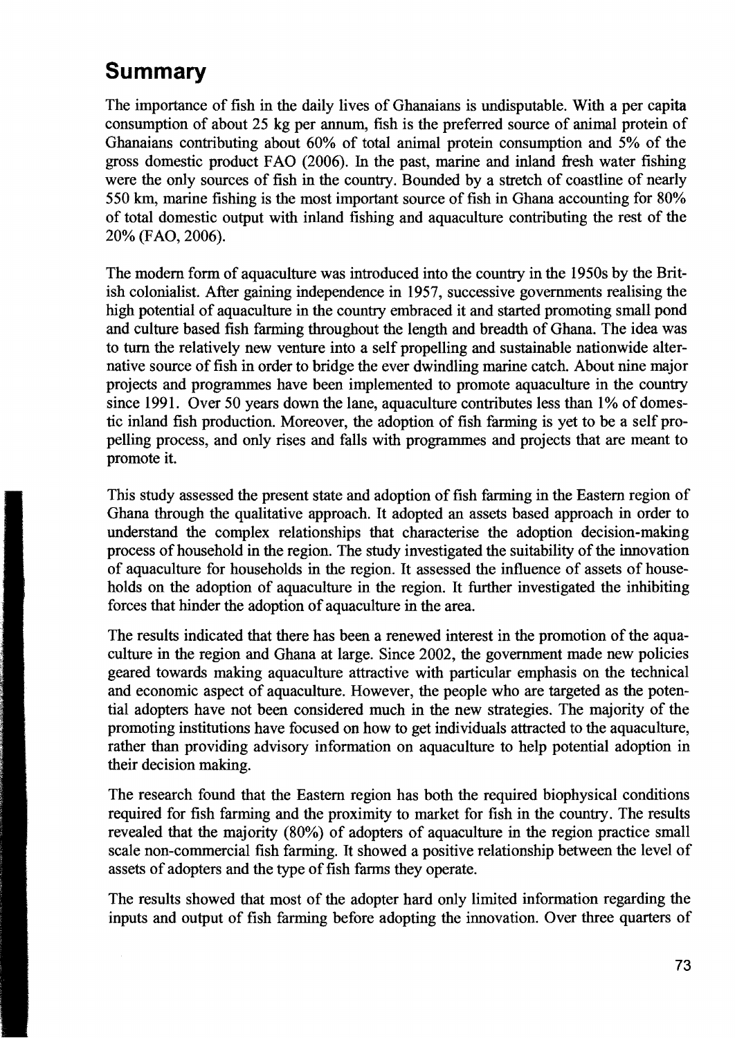# Summary

The importance of fish in the daily lives of Ghanaians is undisputable. With a per capita consumption of about 25 kg per annum, fish is the preferred source of animal protein of Ghanaians contributing about 60% of total animal protein consumption and 5% of the gross domestic product FAO (2006). In the past, marine and inland fresh water fishing were the only sources of fish in the country. Bounded by a stretch of coastline of nearly 550 km, marine fishing is the most important source of fish in Ghana accounting for 80% of total domestic output with inland fishing and aquaculture contributing the rest of the 20% (FAO, 2006).

The modern form of aquaculture was introduced into the country in the 1950s by the British colonialist. After gaining independence in 1957, successive governments realising the high potential of aquaculture in the country embraced it and started promoting small pond and culture based fish farming throughout the length and breadth of Ghana. The idea was to turn the relatively new venture into a self propelling and sustainable nationwide alternative source of fish in order to bridge the ever dwindling marine catch. About nine major projects and programmes have been implemented to promote aquaculture in the country since 1991. Over 50 years down the lane, aquaculture contributes less than 1% of domestic inland fish production. Moreover, the adoption of fish farming is yet to be a self propelling process, and only rises and falls with programmes and projects that are meant to promote it.

This study assessed the present state and adoption of fish farming in the Eastern region of Ghana through the qualitative approach. It adopted an assets based approach in order to understand the complex relationships that characterise the adoption decision-making process of household in the region. The study investigated the suitability of the innovation of aquaculture for households in the region. It assessed the influence of assets of households on the adoption of aquaculture in the region. It further investigated the inhibiting forces that hinder the adoption of aquaculture in the area.

The results indicated that there has been a renewed interest in the promotion of the aquaculture in the region and Ghana at large. Since 2002, the government made new policies geared towards making aquaculture attractive with particular emphasis on the technical and economic aspect of aquaculture. However, the people who are targeted as the potential adopters have not been considered much in the new strategies. The majority of the promoting institutions have focused on how to get individuals attracted to the aquaculture, rather than providing advisory information on aquaculture to help potential adoption in their decision making.

The research found that the Eastern region has both the required biophysical conditions required for fish farming and the proximity to market for fish in the country. The results revealed that the majority (80%) of adopters of aquaculture in the region practice small scale non-commercial fish farming. It showed a positive relationship between the level of assets of adopters and the type of fish farms they operate.

The results showed that most of the adopter hard only limited information regarding the inputs and output of fish farming before adopting the innovation. Over three quarters of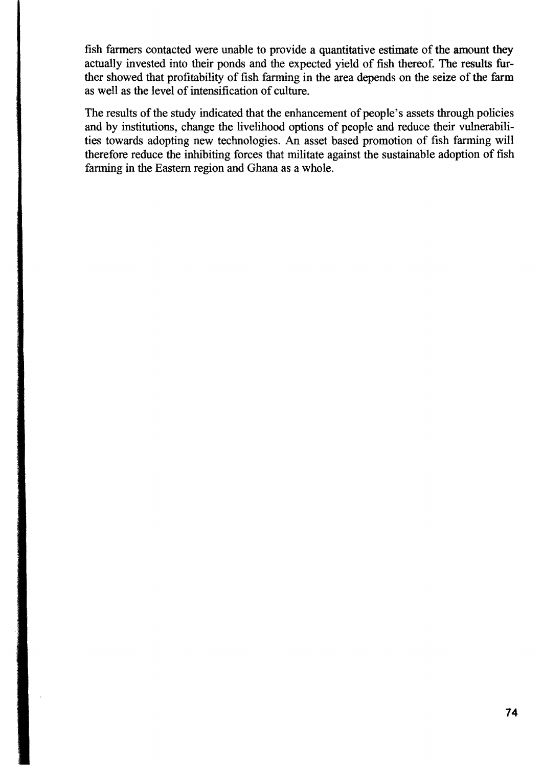fish farmers contacted were unable to provide a quantitative estimate of the amount they actually invested into their ponds and the expected yield of fish thereof. The results further showed that profitability of fish farming in the area depends on the seize of the farm as well as the level of intensification of culture.

The results of the study indicated that the enhancement of people's assets through policies and by institutions, change the livelihood options of people and reduce their vulnerabilities towards adopting new technologies. An asset based promotion of fish farming will therefore reduce the inhibiting forces that militate against the sustainable adoption of fish farming in the Eastern region and Ghana as a whole.